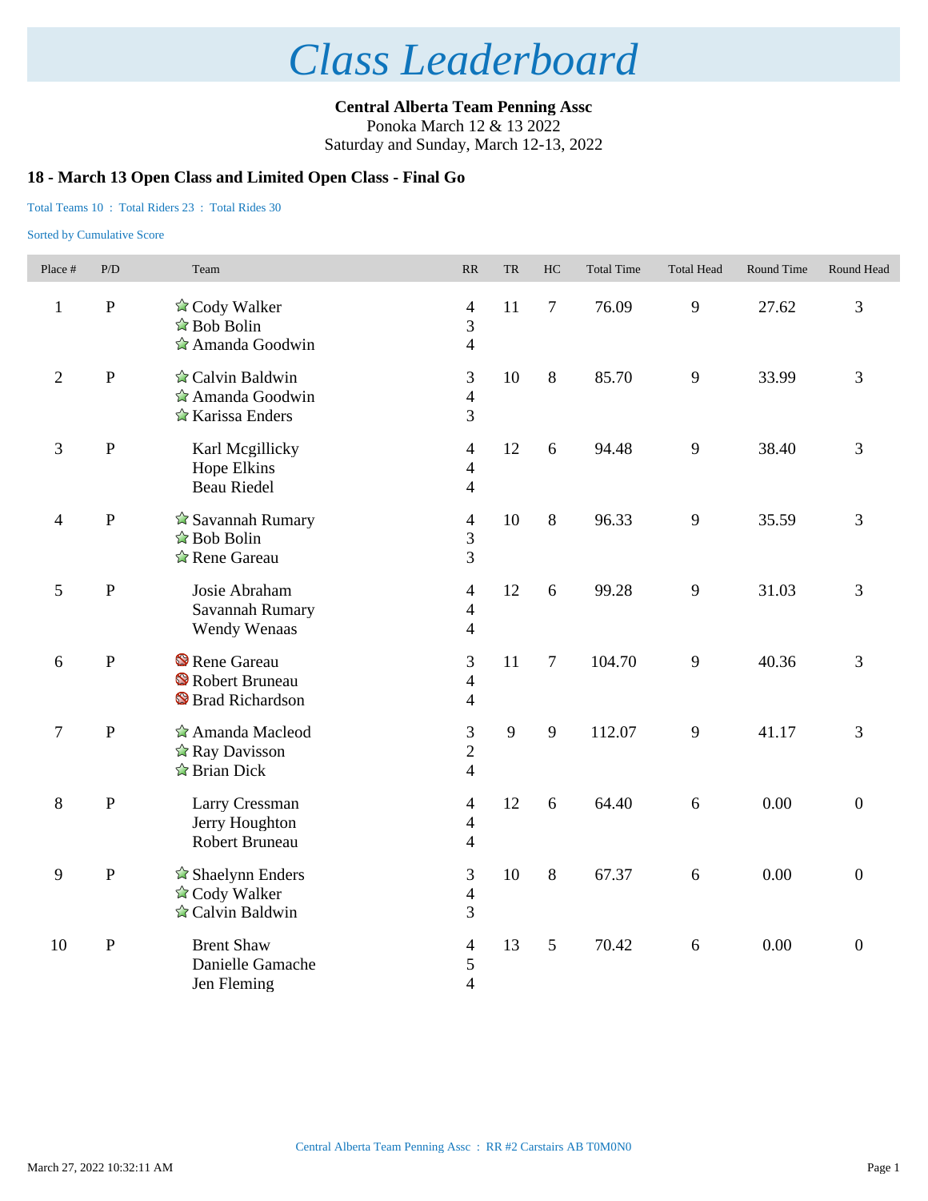# Class Leaderboard

**Central Alberta Team Penning Assc**
Ponoka March 12 & 13 2022
Saturday and Sunday, March 12-13, 2022

### 18 - March 13 Open Class and Limited Open Class - Final Go

Total Teams 10 : Total Riders 23 : Total Rides 30

Sorted by Cumulative Score

| Place # | P/D | Team | RR | TR | HC | Total Time | Total Head | Round Time | Round Head |
|---|---|---|---|---|---|---|---|---|---|
| 1 | P | Cody Walker<br>Bob Bolin<br>Amanda Goodwin | 4<br>3<br>4 | 11 | 7 | 76.09 | 9 | 27.62 | 3 |
| 2 | P | Calvin Baldwin<br>Amanda Goodwin<br>Karissa Enders | 3<br>4<br>3 | 10 | 8 | 85.70 | 9 | 33.99 | 3 |
| 3 | P | Karl Mcgillicky<br>Hope Elkins<br>Beau Riedel | 4<br>4<br>4 | 12 | 6 | 94.48 | 9 | 38.40 | 3 |
| 4 | P | Savannah Rumary<br>Bob Bolin<br>Rene Gareau | 4<br>3<br>3 | 10 | 8 | 96.33 | 9 | 35.59 | 3 |
| 5 | P | Josie Abraham<br>Savannah Rumary<br>Wendy Wenaas | 4<br>4<br>4 | 12 | 6 | 99.28 | 9 | 31.03 | 3 |
| 6 | P | Rene Gareau<br>Robert Bruneau<br>Brad Richardson | 3<br>4<br>4 | 11 | 7 | 104.70 | 9 | 40.36 | 3 |
| 7 | P | Amanda Macleod<br>Ray Davisson<br>Brian Dick | 3<br>2<br>4 | 9 | 9 | 112.07 | 9 | 41.17 | 3 |
| 8 | P | Larry Cressman<br>Jerry Houghton<br>Robert Bruneau | 4<br>4<br>4 | 12 | 6 | 64.40 | 6 | 0.00 | 0 |
| 9 | P | Shaelynn Enders<br>Cody Walker<br>Calvin Baldwin | 3<br>4<br>3 | 10 | 8 | 67.37 | 6 | 0.00 | 0 |
| 10 | P | Brent Shaw<br>Danielle Gamache<br>Jen Fleming | 4<br>5<br>4 | 13 | 5 | 70.42 | 6 | 0.00 | 0 |

Central Alberta Team Penning Assc : RR #2 Carstairs AB T0M0N0

March 27, 2022 10:32:11 AM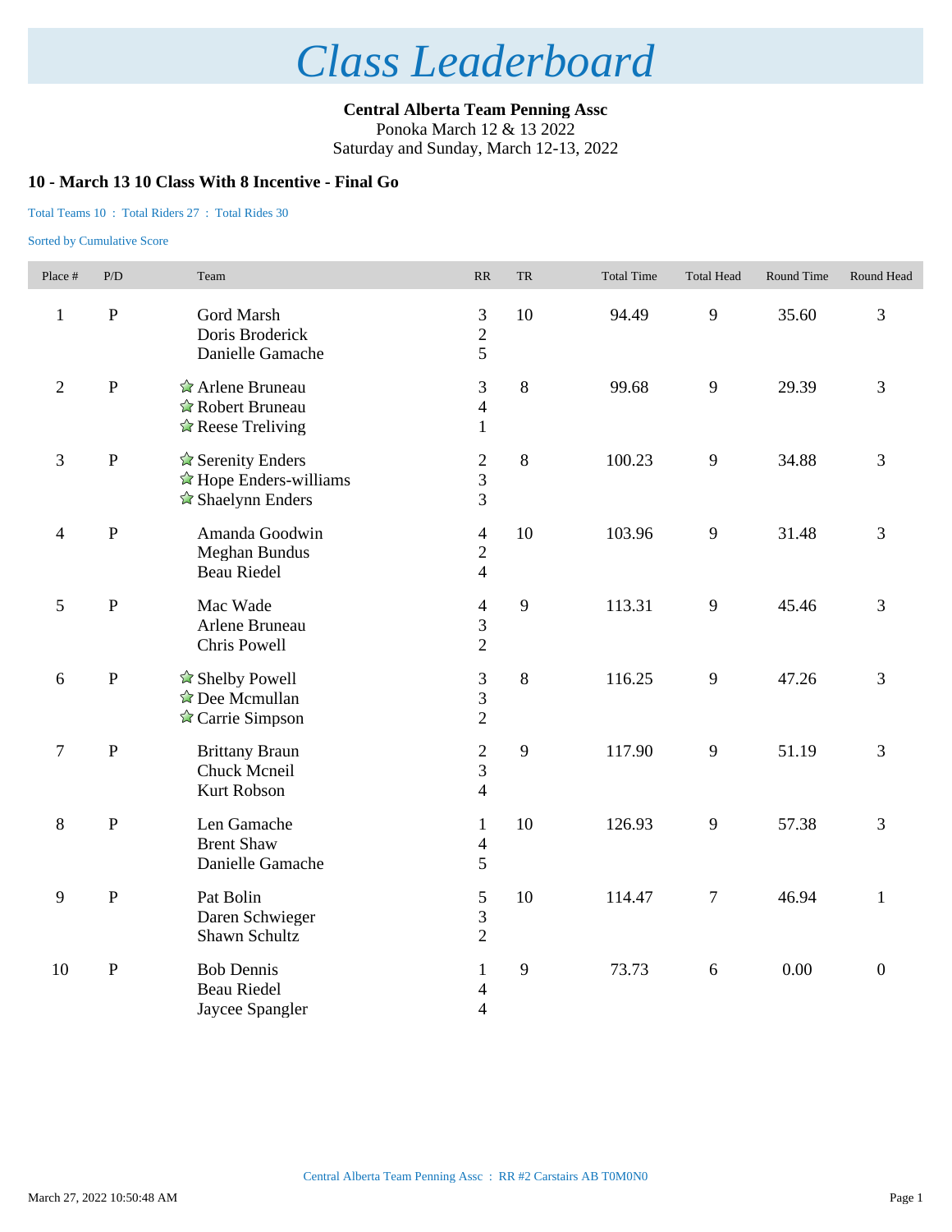# Class Leaderboard

**Central Alberta Team Penning Assc**
Ponoka March 12 & 13 2022
Saturday and Sunday, March 12-13, 2022

### 10 - March 13 10 Class With 8 Incentive - Final Go

Total Teams 10 : Total Riders 27 : Total Rides 30

Sorted by Cumulative Score

| Place # | P/D | Team | RR | TR | Total Time | Total Head | Round Time | Round Head |
|---|---|---|---|---|---|---|---|---|
| 1 | P | Gord Marsh<br>Doris Broderick<br>Danielle Gamache | 3<br>2<br>5 | 10 | 94.49 | 9 | 35.60 | 3 |
| 2 | P | ☆ Arlene Bruneau<br>☆ Robert Bruneau<br>☆ Reese Treliving | 3<br>4<br>1 | 8 | 99.68 | 9 | 29.39 | 3 |
| 3 | P | ☆ Serenity Enders<br>☆ Hope Enders-williams<br>☆ Shaelynn Enders | 2<br>3<br>3 | 8 | 100.23 | 9 | 34.88 | 3 |
| 4 | P | Amanda Goodwin<br>Meghan Bundus<br>Beau Riedel | 4<br>2<br>4 | 10 | 103.96 | 9 | 31.48 | 3 |
| 5 | P | Mac Wade<br>Arlene Bruneau<br>Chris Powell | 4<br>3<br>2 | 9 | 113.31 | 9 | 45.46 | 3 |
| 6 | P | ☆ Shelby Powell<br>☆ Dee Mcmullan<br>☆ Carrie Simpson | 3<br>3<br>2 | 8 | 116.25 | 9 | 47.26 | 3 |
| 7 | P | Brittany Braun<br>Chuck Mcneil<br>Kurt Robson | 2<br>3<br>4 | 9 | 117.90 | 9 | 51.19 | 3 |
| 8 | P | Len Gamache<br>Brent Shaw<br>Danielle Gamache | 1<br>4<br>5 | 10 | 126.93 | 9 | 57.38 | 3 |
| 9 | P | Pat Bolin<br>Daren Schwieger<br>Shawn Schultz | 5<br>3<br>2 | 10 | 114.47 | 7 | 46.94 | 1 |
| 10 | P | Bob Dennis<br>Beau Riedel<br>Jaycee Spangler | 1<br>4<br>4 | 9 | 73.73 | 6 | 0.00 | 0 |

Central Alberta Team Penning Assc : RR #2 Carstairs AB T0M0N0

March 27, 2022 10:50:48 AM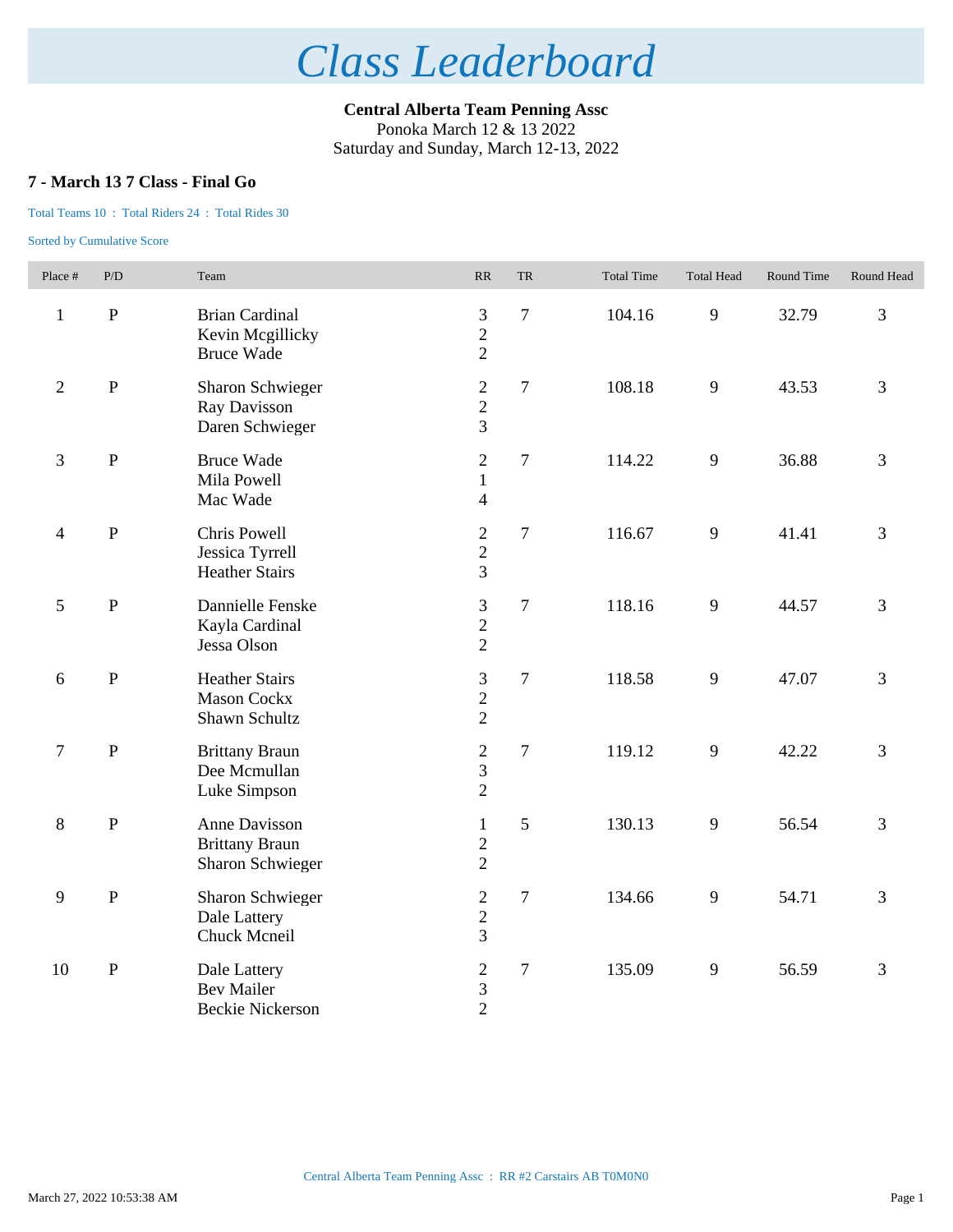# Class Leaderboard

**Central Alberta Team Penning Assc**
Ponoka March 12 & 13 2022
Saturday and Sunday, March 12-13, 2022

### 7 - March 13 7 Class - Final Go

Total Teams 10 : Total Riders 24 : Total Rides 30

Sorted by Cumulative Score

| Place # | P/D | Team | RR | TR | Total Time | Total Head | Round Time | Round Head |
|---|---|---|---|---|---|---|---|---|
| 1 | P | Brian Cardinal<br>Kevin Mcgillicky<br>Bruce Wade | 3<br>2<br>2 | 7 | 104.16 | 9 | 32.79 | 3 |
| 2 | P | Sharon Schwieger<br>Ray Davisson<br>Daren Schwieger | 2<br>2<br>3 | 7 | 108.18 | 9 | 43.53 | 3 |
| 3 | P | Bruce Wade<br>Mila Powell<br>Mac Wade | 2<br>1<br>4 | 7 | 114.22 | 9 | 36.88 | 3 |
| 4 | P | Chris Powell<br>Jessica Tyrrell<br>Heather Stairs | 2<br>2<br>3 | 7 | 116.67 | 9 | 41.41 | 3 |
| 5 | P | Dannielle Fenske<br>Kayla Cardinal<br>Jessa Olson | 3<br>2<br>2 | 7 | 118.16 | 9 | 44.57 | 3 |
| 6 | P | Heather Stairs<br>Mason Cockx<br>Shawn Schultz | 3<br>2<br>2 | 7 | 118.58 | 9 | 47.07 | 3 |
| 7 | P | Brittany Braun<br>Dee Mcmullan<br>Luke Simpson | 2<br>3<br>2 | 7 | 119.12 | 9 | 42.22 | 3 |
| 8 | P | Anne Davisson<br>Brittany Braun<br>Sharon Schwieger | 1<br>2<br>2 | 5 | 130.13 | 9 | 56.54 | 3 |
| 9 | P | Sharon Schwieger<br>Dale Lattery<br>Chuck Mcneil | 2<br>2<br>3 | 7 | 134.66 | 9 | 54.71 | 3 |
| 10 | P | Dale Lattery<br>Bev Mailer<br>Beckie Nickerson | 2<br>3<br>2 | 7 | 135.09 | 9 | 56.59 | 3 |

Central Alberta Team Penning Assc : RR #2 Carstairs AB T0M0N0

March 27, 2022 10:53:38 AM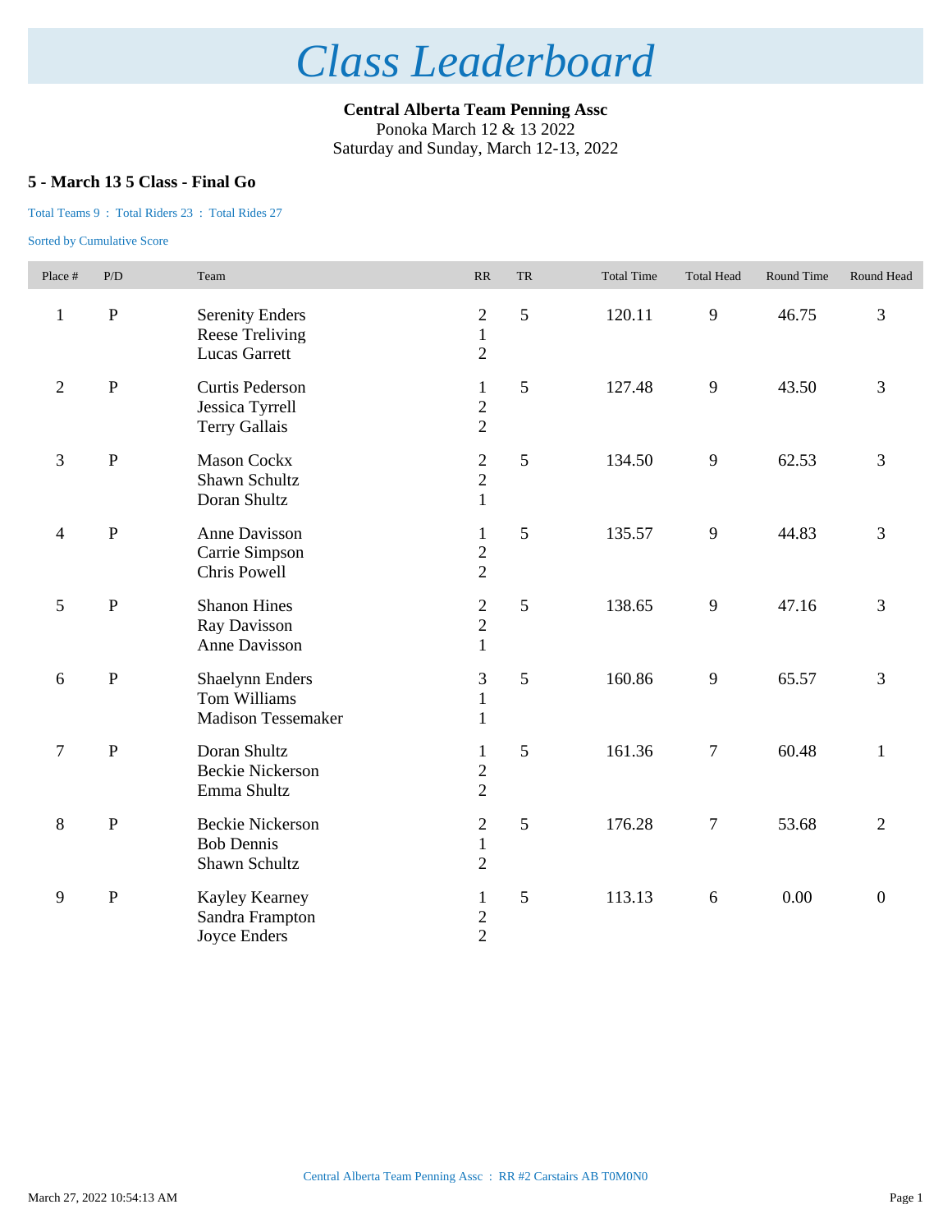# Class Leaderboard

**Central Alberta Team Penning Assc**
Ponoka March 12 & 13 2022
Saturday and Sunday, March 12-13, 2022

### 5 - March 13 5 Class - Final Go

Total Teams 9 : Total Riders 23 : Total Rides 27

Sorted by Cumulative Score

| Place # | P/D | Team | RR | TR | Total Time | Total Head | Round Time | Round Head |
|---|---|---|---|---|---|---|---|---|
| 1 | P | Serenity Enders<br>Reese Treliving<br>Lucas Garrett | 2<br>1<br>2 | 5 | 120.11 | 9 | 46.75 | 3 |
| 2 | P | Curtis Pederson<br>Jessica Tyrrell<br>Terry Gallais | 1<br>2<br>2 | 5 | 127.48 | 9 | 43.50 | 3 |
| 3 | P | Mason Cockx<br>Shawn Schultz<br>Doran Shultz | 2<br>2<br>1 | 5 | 134.50 | 9 | 62.53 | 3 |
| 4 | P | Anne Davisson<br>Carrie Simpson<br>Chris Powell | 1<br>2<br>2 | 5 | 135.57 | 9 | 44.83 | 3 |
| 5 | P | Shanon Hines<br>Ray Davisson<br>Anne Davisson | 2<br>2<br>1 | 5 | 138.65 | 9 | 47.16 | 3 |
| 6 | P | Shaelynn Enders<br>Tom Williams<br>Madison Tessemaker | 3<br>1<br>1 | 5 | 160.86 | 9 | 65.57 | 3 |
| 7 | P | Doran Shultz<br>Beckie Nickerson<br>Emma Shultz | 1<br>2<br>2 | 5 | 161.36 | 7 | 60.48 | 1 |
| 8 | P | Beckie Nickerson<br>Bob Dennis<br>Shawn Schultz | 2<br>1<br>2 | 5 | 176.28 | 7 | 53.68 | 2 |
| 9 | P | Kayley Kearney<br>Sandra Frampton<br>Joyce Enders | 1<br>2<br>2 | 5 | 113.13 | 6 | 0.00 | 0 |

Central Alberta Team Penning Assc : RR #2 Carstairs AB T0M0N0

March 27, 2022 10:54:13 AM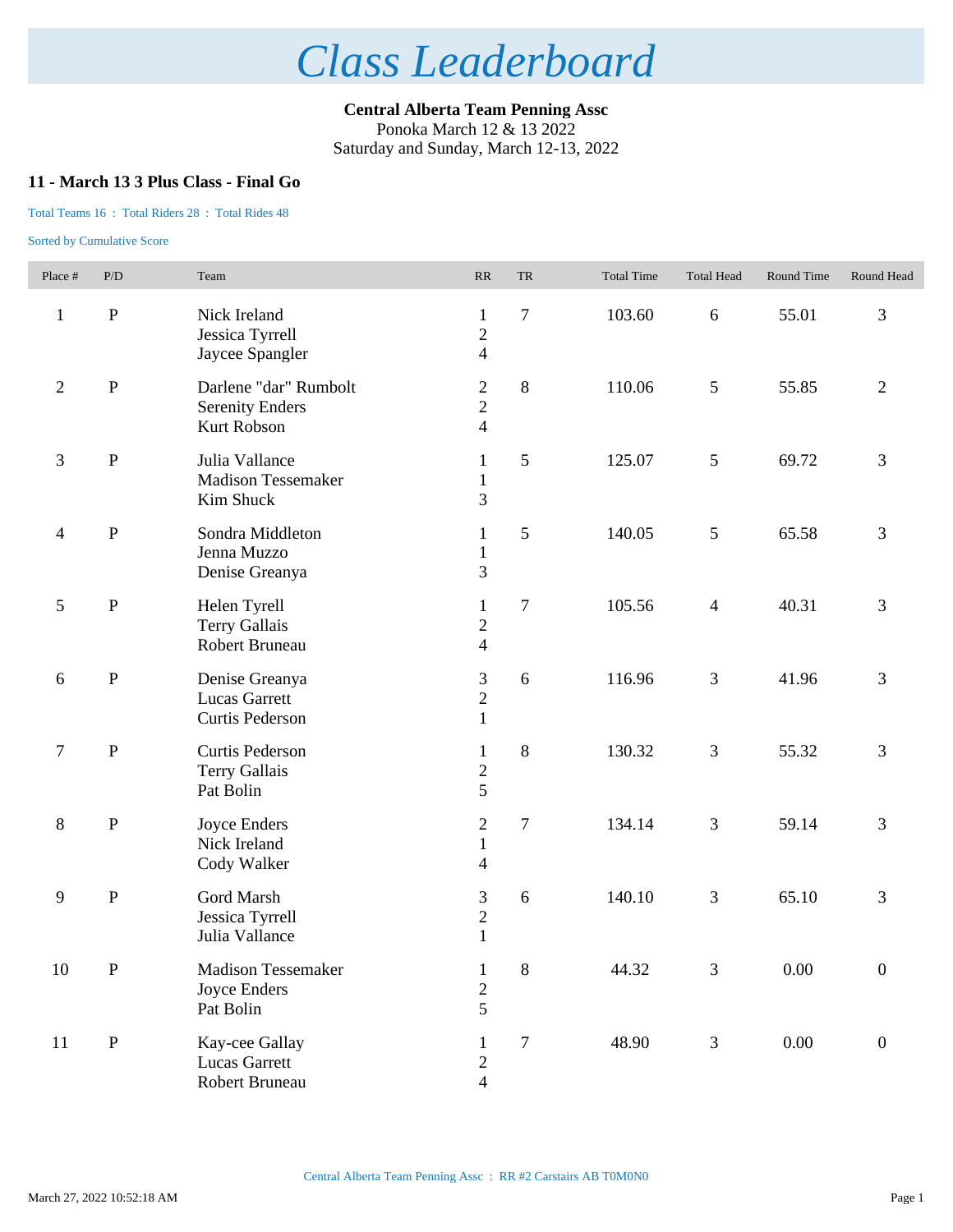# Class Leaderboard

**Central Alberta Team Penning Assc**
Ponoka March 12 & 13 2022
Saturday and Sunday, March 12-13, 2022

### 11 - March 13 3 Plus Class - Final Go

Total Teams 16 : Total Riders 28 : Total Rides 48

Sorted by Cumulative Score

| Place # | P/D | Team | RR | TR | Total Time | Total Head | Round Time | Round Head |
|---|---|---|---|---|---|---|---|---|
| 1 | P | Nick Ireland<br>Jessica Tyrrell<br>Jaycee Spangler | 1<br>2<br>4 | 7 | 103.60 | 6 | 55.01 | 3 |
| 2 | P | Darlene "dar" Rumbolt<br>Serenity Enders<br>Kurt Robson | 2<br>2<br>4 | 8 | 110.06 | 5 | 55.85 | 2 |
| 3 | P | Julia Vallance<br>Madison Tessemaker<br>Kim Shuck | 1<br>1<br>3 | 5 | 125.07 | 5 | 69.72 | 3 |
| 4 | P | Sondra Middleton<br>Jenna Muzzo<br>Denise Greanya | 1<br>1<br>3 | 5 | 140.05 | 5 | 65.58 | 3 |
| 5 | P | Helen Tyrell<br>Terry Gallais<br>Robert Bruneau | 1<br>2<br>4 | 7 | 105.56 | 4 | 40.31 | 3 |
| 6 | P | Denise Greanya<br>Lucas Garrett<br>Curtis Pederson | 3<br>2<br>1 | 6 | 116.96 | 3 | 41.96 | 3 |
| 7 | P | Curtis Pederson<br>Terry Gallais<br>Pat Bolin | 1<br>2<br>5 | 8 | 130.32 | 3 | 55.32 | 3 |
| 8 | P | Joyce Enders<br>Nick Ireland<br>Cody Walker | 2<br>1<br>4 | 7 | 134.14 | 3 | 59.14 | 3 |
| 9 | P | Gord Marsh<br>Jessica Tyrrell<br>Julia Vallance | 3<br>2<br>1 | 6 | 140.10 | 3 | 65.10 | 3 |
| 10 | P | Madison Tessemaker<br>Joyce Enders<br>Pat Bolin | 1<br>2<br>5 | 8 | 44.32 | 3 | 0.00 | 0 |
| 11 | P | Kay-cee Gallay<br>Lucas Garrett<br>Robert Bruneau | 1<br>2<br>4 | 7 | 48.90 | 3 | 0.00 | 0 |

Central Alberta Team Penning Assc : RR #2 Carstairs AB T0M0N0

March 27, 2022 10:52:18 AM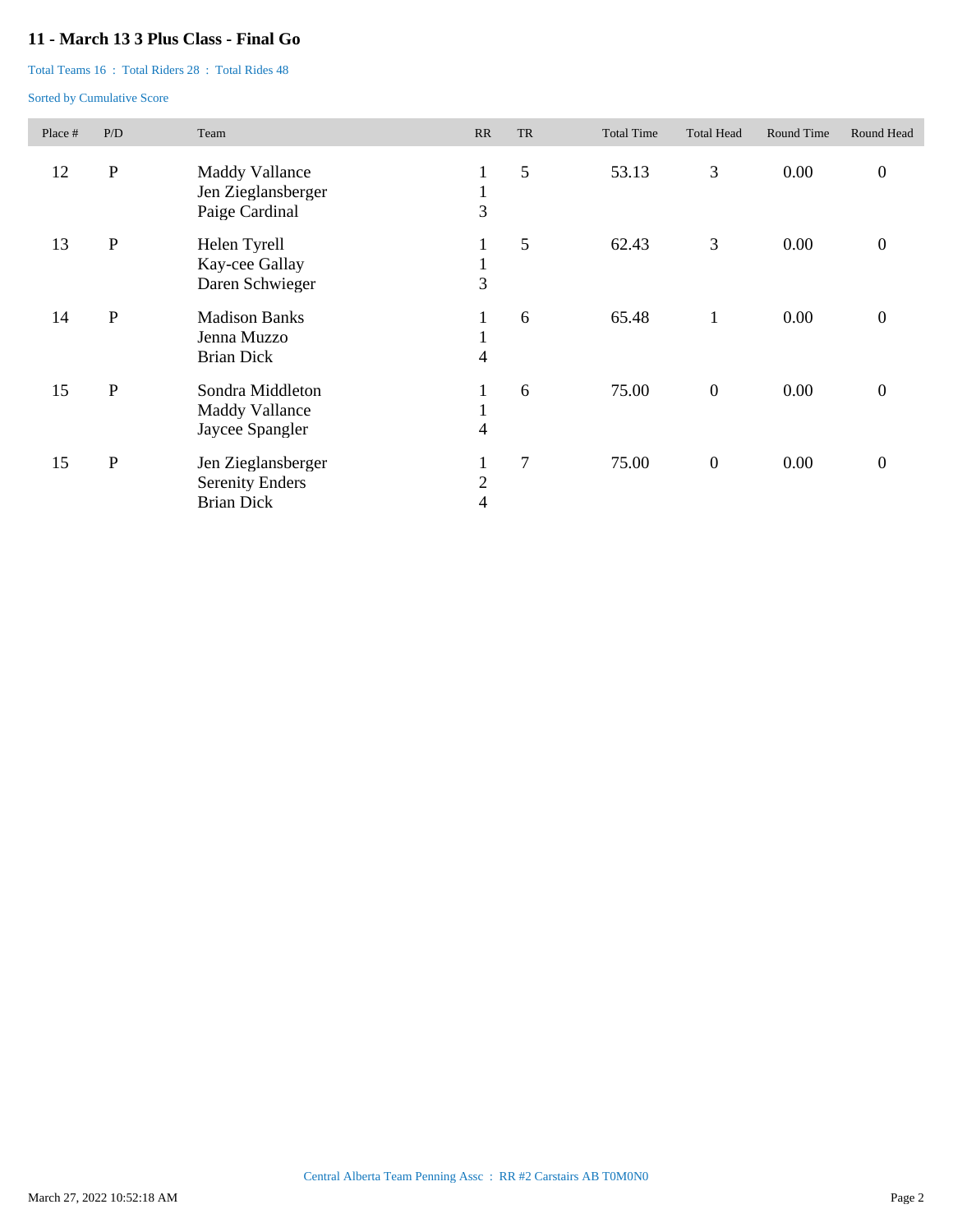## 11 - March 13 3 Plus Class - Final Go

Total Teams 16 : Total Riders 28 : Total Rides 48

Sorted by Cumulative Score

| Place # | P/D | Team | RR | TR | Total Time | Total Head | Round Time | Round Head |
|---|---|---|---|---|---|---|---|---|
| 12 | P | Maddy Vallance<br>Jen Zieglansberger<br>Paige Cardinal | 1<br>1<br>3 | 5 | 53.13 | 3 | 0.00 | 0 |
| 13 | P | Helen Tyrell<br>Kay-cee Gallay<br>Daren Schwieger | 1<br>1<br>3 | 5 | 62.43 | 3 | 0.00 | 0 |
| 14 | P | Madison Banks<br>Jenna Muzzo<br>Brian Dick | 1<br>1<br>4 | 6 | 65.48 | 1 | 0.00 | 0 |
| 15 | P | Sondra Middleton<br>Maddy Vallance<br>Jaycee Spangler | 1<br>1<br>4 | 6 | 75.00 | 0 | 0.00 | 0 |
| 15 | P | Jen Zieglansberger<br>Serenity Enders<br>Brian Dick | 1<br>2<br>4 | 7 | 75.00 | 0 | 0.00 | 0 |

Central Alberta Team Penning Assc : RR #2 Carstairs AB T0M0N0

March 27, 2022 10:52:18 AM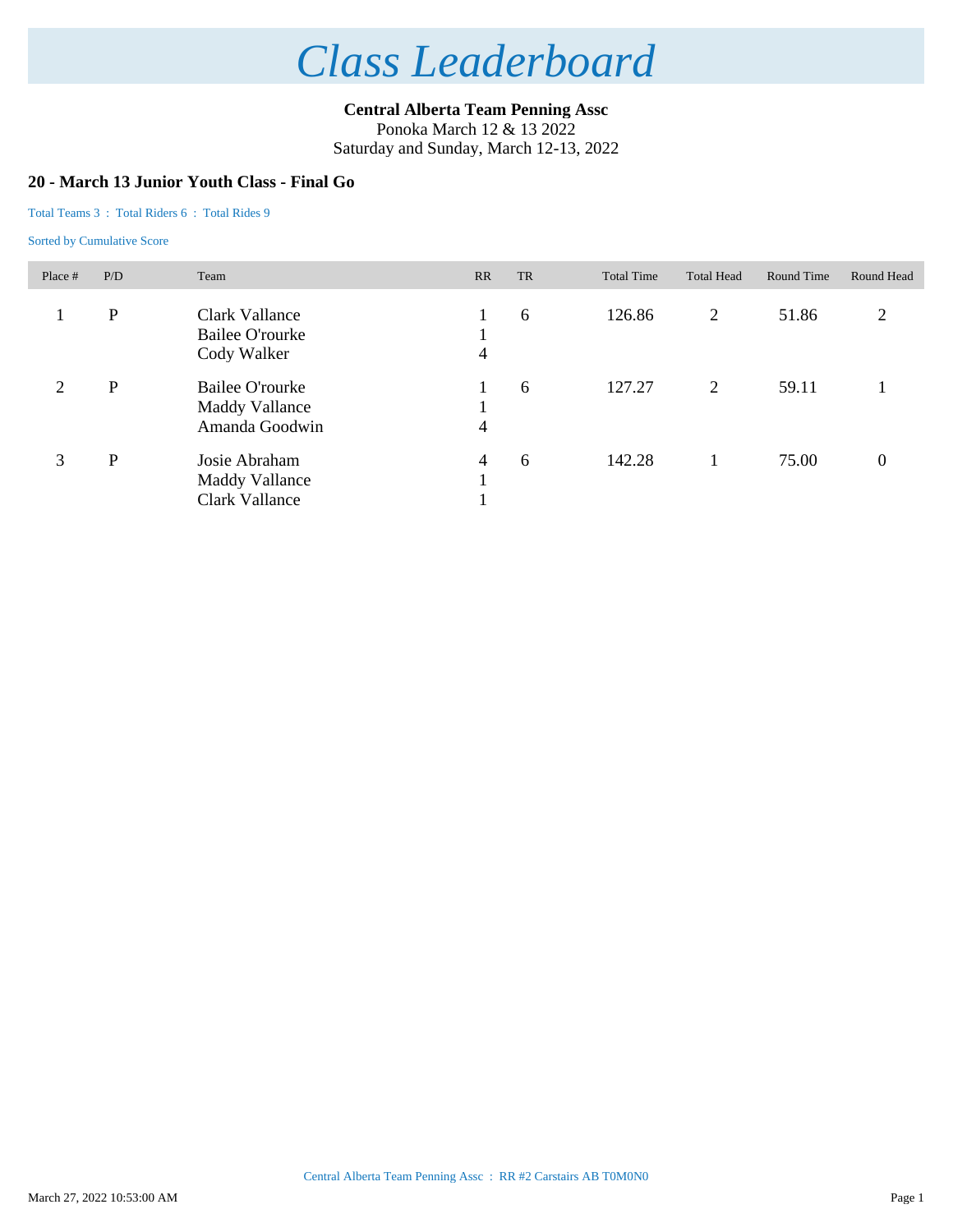# Class Leaderboard

**Central Alberta Team Penning Assc**
Ponoka March 12 & 13 2022
Saturday and Sunday, March 12-13, 2022

## 20 - March 13 Junior Youth Class - Final Go

Total Teams 3 : Total Riders 6 : Total Rides 9

Sorted by Cumulative Score

| Place # | P/D | Team | RR | TR | Total Time | Total Head | Round Time | Round Head |
|---|---|---|---|---|---|---|---|---|
| 1 | P | Clark Vallance<br>Bailee O'rourke<br>Cody Walker | 1<br>1<br>4 | 6 | 126.86 | 2 | 51.86 | 2 |
| 2 | P | Bailee O'rourke<br>Maddy Vallance<br>Amanda Goodwin | 1<br>1<br>4 | 6 | 127.27 | 2 | 59.11 | 1 |
| 3 | P | Josie Abraham<br>Maddy Vallance<br>Clark Vallance | 4<br>1<br>1 | 6 | 142.28 | 1 | 75.00 | 0 |

Central Alberta Team Penning Assc : RR #2 Carstairs AB T0M0N0

March 27, 2022 10:53:00 AM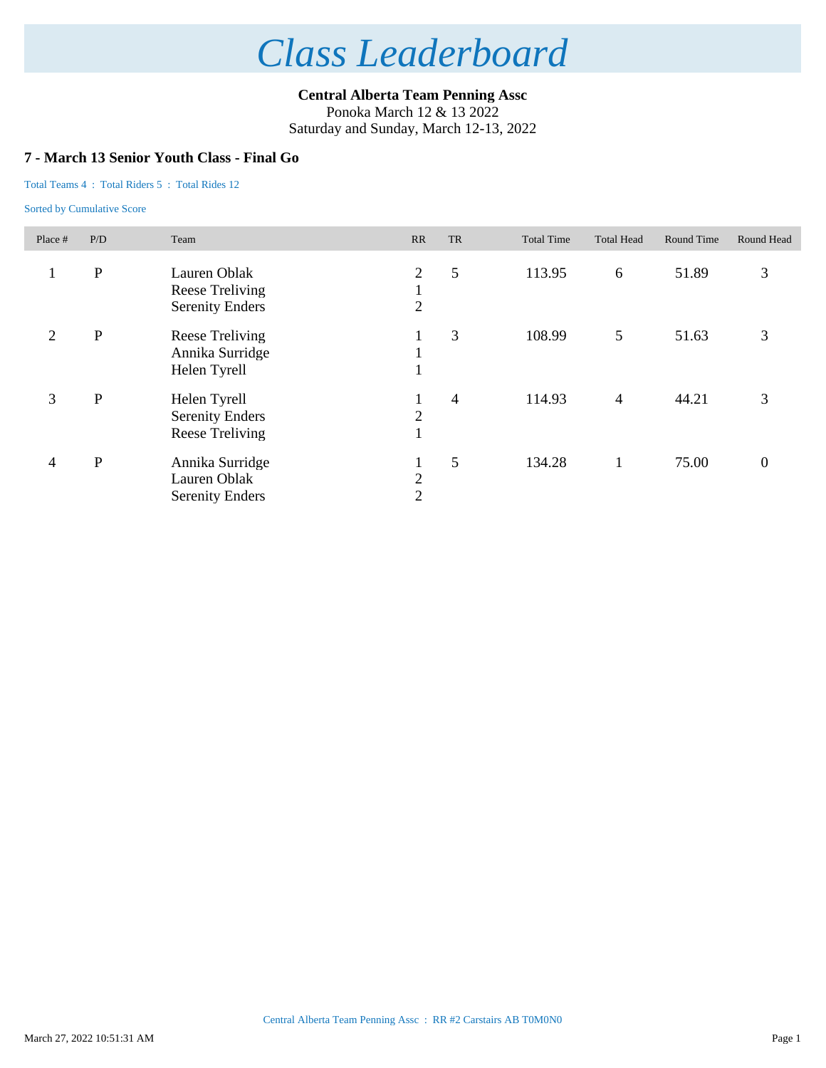# Class Leaderboard

**Central Alberta Team Penning Assc**
Ponoka March 12 & 13 2022
Saturday and Sunday, March 12-13, 2022

### 7 - March 13 Senior Youth Class - Final Go

Total Teams 4 : Total Riders 5 : Total Rides 12

Sorted by Cumulative Score

| Place # | P/D | Team | RR | TR | Total Time | Total Head | Round Time | Round Head |
|---|---|---|---|---|---|---|---|---|
| 1 | P | Lauren Oblak<br>Reese Treliving<br>Serenity Enders | 2<br>1<br>2 | 5 | 113.95 | 6 | 51.89 | 3 |
| 2 | P | Reese Treliving<br>Annika Surridge<br>Helen Tyrell | 1<br>1<br>1 | 3 | 108.99 | 5 | 51.63 | 3 |
| 3 | P | Helen Tyrell<br>Serenity Enders<br>Reese Treliving | 1<br>2<br>1 | 4 | 114.93 | 4 | 44.21 | 3 |
| 4 | P | Annika Surridge<br>Lauren Oblak<br>Serenity Enders | 1<br>2<br>2 | 5 | 134.28 | 1 | 75.00 | 0 |

Central Alberta Team Penning Assc : RR #2 Carstairs AB T0M0N0

March 27, 2022 10:51:31 AM